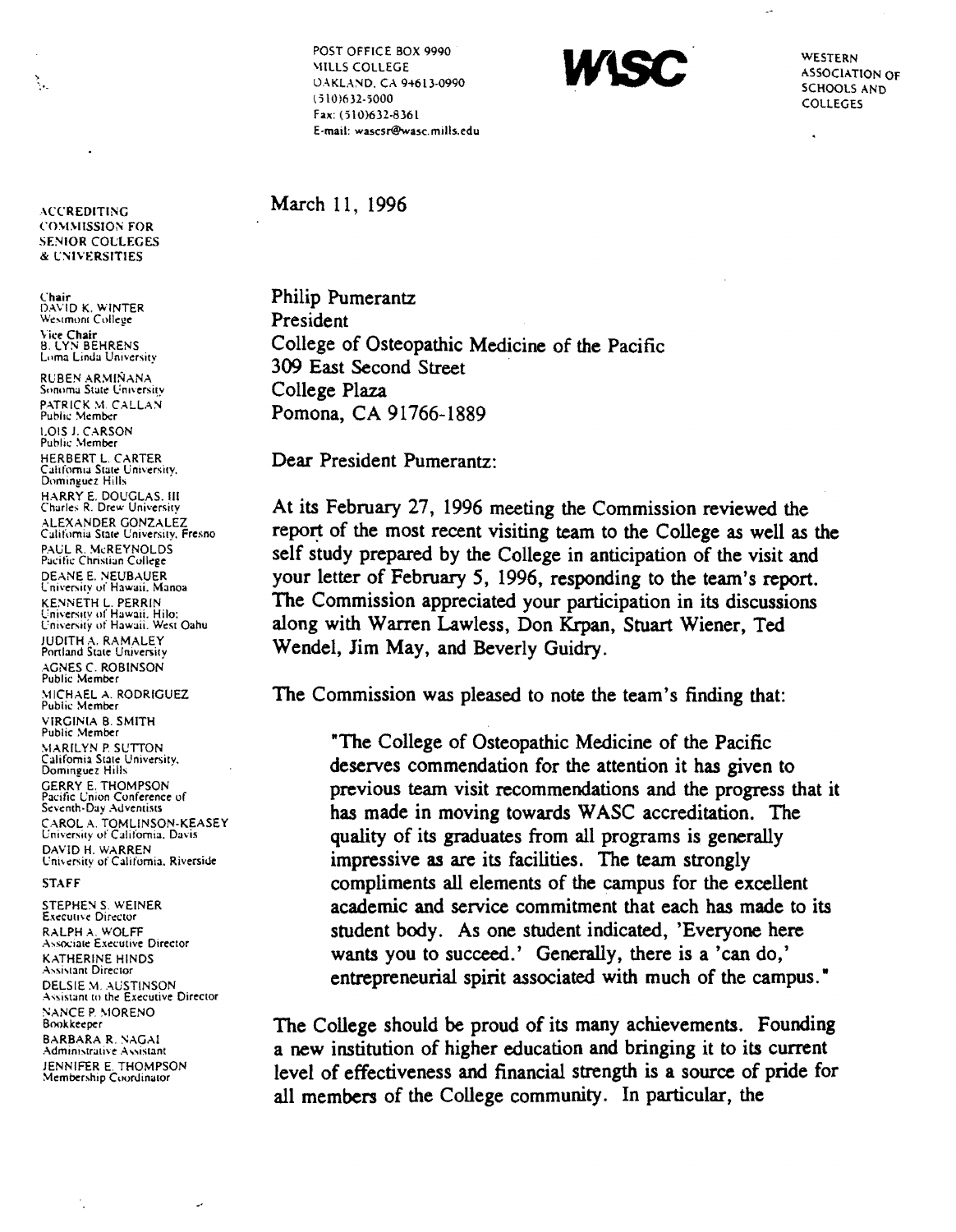POST OFFICE BOX 9990
MILLS COLLEGE
OAKLAND, CA 94613-0990
(510)632-5000
Fax: (510)632-8361
E-mail: wascsr@wasc.mills.edu

**WASC**

WESTERN ASSOCIATION OF SCHOOLS AND COLLEGES

ACCREDITING COMMISSION FOR SENIOR COLLEGES & UNIVERSITIES

**Chair**
DAVID K. WINTER
Westmont College

**Vice Chair**
B. LYN BEHRENS
Loma Linda University

RUBEN ARMIÑANA
Sonoma State University

PATRICK M. CALLAN
Public Member

LOIS J. CARSON
Public Member

HERBERT L. CARTER
California State University, Dominguez Hills

HARRY E. DOUGLAS, III
Charles R. Drew University

ALEXANDER GONZALEZ
California State University, Fresno

PAUL R. McREYNOLDS
Pacific Christian College

DEANE E. NEUBAUER
University of Hawaii, Manoa

KENNETH L. PERRIN
University of Hawaii, Hilo; University of Hawaii, West Oahu

JUDITH A. RAMALEY
Portland State University

AGNES C. ROBINSON
Public Member

MICHAEL A. RODRIGUEZ
Public Member

VIRGINIA B. SMITH
Public Member

MARILYN P. SUTTON
California State University, Dominguez Hills

GERRY E. THOMPSON
Pacific Union Conference of Seventh-Day Adventists

CAROL A. TOMLINSON-KEASEY
University of California, Davis

DAVID H. WARREN
University of California, Riverside

**STAFF**

STEPHEN S. WEINER
Executive Director

RALPH A. WOLFF
Associate Executive Director

KATHERINE HINDS
Assistant Director

DELSIE M. AUSTINSON
Assistant to the Executive Director

NANCE P. MORENO
Bookkeeper

BARBARA R. NAGAI
Administrative Assistant

JENNIFER E. THOMPSON
Membership Coordinator

March 11, 1996

Philip Pumerantz
President
College of Osteopathic Medicine of the Pacific
309 East Second Street
College Plaza
Pomona, CA 91766-1889

Dear President Pumerantz:

At its February 27, 1996 meeting the Commission reviewed the report of the most recent visiting team to the College as well as the self study prepared by the College in anticipation of the visit and your letter of February 5, 1996, responding to the team's report. The Commission appreciated your participation in its discussions along with Warren Lawless, Don Krpan, Stuart Wiener, Ted Wendel, Jim May, and Beverly Guidry.

The Commission was pleased to note the team's finding that:

> "The College of Osteopathic Medicine of the Pacific deserves commendation for the attention it has given to previous team visit recommendations and the progress that it has made in moving towards WASC accreditation. The quality of its graduates from all programs is generally impressive as are its facilities. The team strongly compliments all elements of the campus for the excellent academic and service commitment that each has made to its student body. As one student indicated, 'Everyone here wants you to succeed.' Generally, there is a 'can do,' entrepreneurial spirit associated with much of the campus."

The College should be proud of its many achievements. Founding a new institution of higher education and bringing it to its current level of effectiveness and financial strength is a source of pride for all members of the College community. In particular, the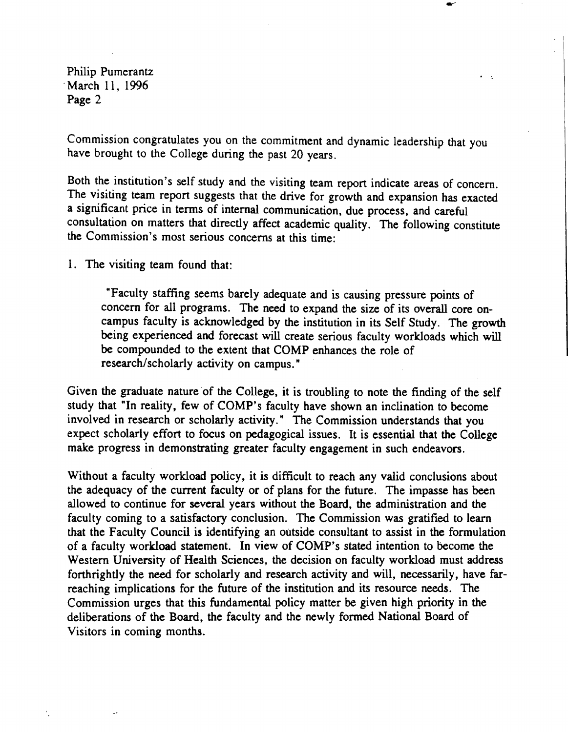Commission congratulates you on the commitment and dynamic leadership that you have brought to the College during the past 20 years.

Both the institution's self study and the visiting team report indicate areas of concern. The visiting team report suggests that the drive for growth and expansion has exacted a significant price in terms of internal communication, due process, and careful consultation on matters that directly affect academic quality. The following constitute the Commission's most serious concerns at this time:

1. The visiting team found that:

> "Faculty staffing seems barely adequate and is causing pressure points of concern for all programs. The need to expand the size of its overall core on-campus faculty is acknowledged by the institution in its Self Study. The growth being experienced and forecast will create serious faculty workloads which will be compounded to the extent that COMP enhances the role of research/scholarly activity on campus."

Given the graduate nature of the College, it is troubling to note the finding of the self study that "In reality, few of COMP's faculty have shown an inclination to become involved in research or scholarly activity." The Commission understands that you expect scholarly effort to focus on pedagogical issues. It is essential that the College make progress in demonstrating greater faculty engagement in such endeavors.

Without a faculty workload policy, it is difficult to reach any valid conclusions about the adequacy of the current faculty or of plans for the future. The impasse has been allowed to continue for several years without the Board, the administration and the faculty coming to a satisfactory conclusion. The Commission was gratified to learn that the Faculty Council is identifying an outside consultant to assist in the formulation of a faculty workload statement. In view of COMP's stated intention to become the Western University of Health Sciences, the decision on faculty workload must address forthrightly the need for scholarly and research activity and will, necessarily, have far-reaching implications for the future of the institution and its resource needs. The Commission urges that this fundamental policy matter be given high priority in the deliberations of the Board, the faculty and the newly formed National Board of Visitors in coming months.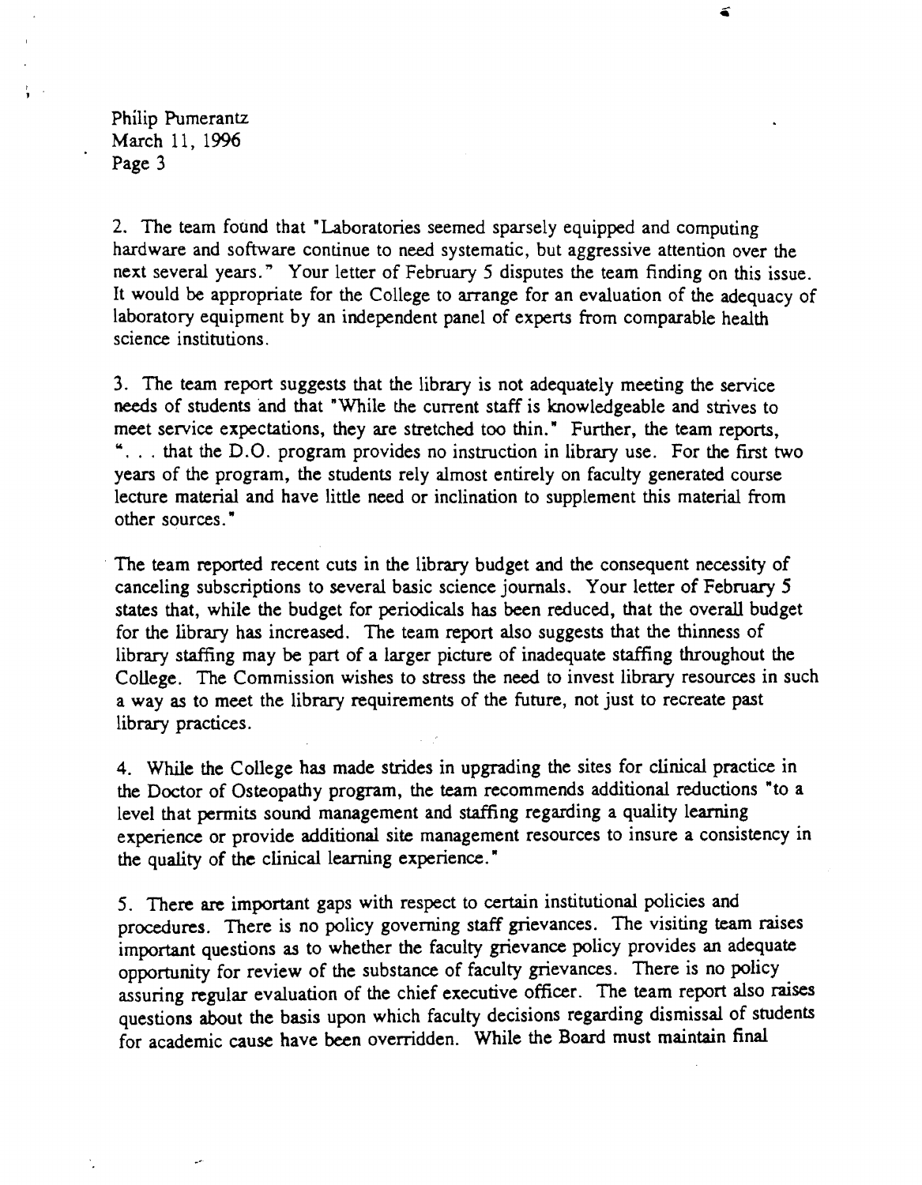2. The team found that "Laboratories seemed sparsely equipped and computing hardware and software continue to need systematic, but aggressive attention over the next several years." Your letter of February 5 disputes the team finding on this issue. It would be appropriate for the College to arrange for an evaluation of the adequacy of laboratory equipment by an independent panel of experts from comparable health science institutions.

3. The team report suggests that the library is not adequately meeting the service needs of students and that "While the current staff is knowledgeable and strives to meet service expectations, they are stretched too thin." Further, the team reports, ". . . that the D.O. program provides no instruction in library use. For the first two years of the program, the students rely almost entirely on faculty generated course lecture material and have little need or inclination to supplement this material from other sources."

The team reported recent cuts in the library budget and the consequent necessity of canceling subscriptions to several basic science journals. Your letter of February 5 states that, while the budget for periodicals has been reduced, that the overall budget for the library has increased. The team report also suggests that the thinness of library staffing may be part of a larger picture of inadequate staffing throughout the College. The Commission wishes to stress the need to invest library resources in such a way as to meet the library requirements of the future, not just to recreate past library practices.

4. While the College has made strides in upgrading the sites for clinical practice in the Doctor of Osteopathy program, the team recommends additional reductions "to a level that permits sound management and staffing regarding a quality learning experience or provide additional site management resources to insure a consistency in the quality of the clinical learning experience."

5. There are important gaps with respect to certain institutional policies and procedures. There is no policy governing staff grievances. The visiting team raises important questions as to whether the faculty grievance policy provides an adequate opportunity for review of the substance of faculty grievances. There is no policy assuring regular evaluation of the chief executive officer. The team report also raises questions about the basis upon which faculty decisions regarding dismissal of students for academic cause have been overridden. While the Board must maintain final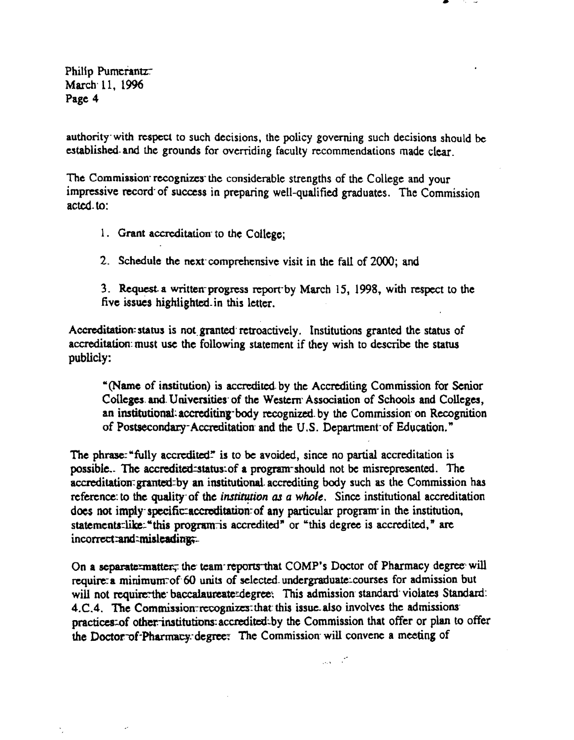authority with respect to such decisions, the policy governing such decisions should be established and the grounds for overriding faculty recommendations made clear.

The Commission recognizes the considerable strengths of the College and your impressive record of success in preparing well-qualified graduates. The Commission acted to:

1. Grant accreditation to the College;

2. Schedule the next comprehensive visit in the fall of 2000; and

3. Request a written progress report by March 15, 1998, with respect to the five issues highlighted in this letter.

Accreditation status is not granted retroactively. Institutions granted the status of accreditation must use the following statement if they wish to describe the status publicly:

> "(Name of institution) is accredited by the Accrediting Commission for Senior Colleges and Universities of the Western Association of Schools and Colleges, an institutional accrediting body recognized by the Commission on Recognition of Postsecondary Accreditation and the U.S. Department of Education."

The phrase "fully accredited" is to be avoided, since no partial accreditation is possible. The accredited status of a program should not be misrepresented. The accreditation granted by an institutional accrediting body such as the Commission has reference to the quality of the *institution as a whole*. Since institutional accreditation does not imply specific accreditation of any particular program in the institution, statements like "this program is accredited" or "this degree is accredited," are incorrect and misleading.

On a separate matter, the team reports that COMP's Doctor of Pharmacy degree will require a minimum of 60 units of selected undergraduate courses for admission but will not require the baccalaureate degree. This admission standard violates Standard 4.C.4. The Commission recognizes that this issue also involves the admissions practices of other institutions accredited by the Commission that offer or plan to offer the Doctor of Pharmacy degree. The Commission will convene a meeting of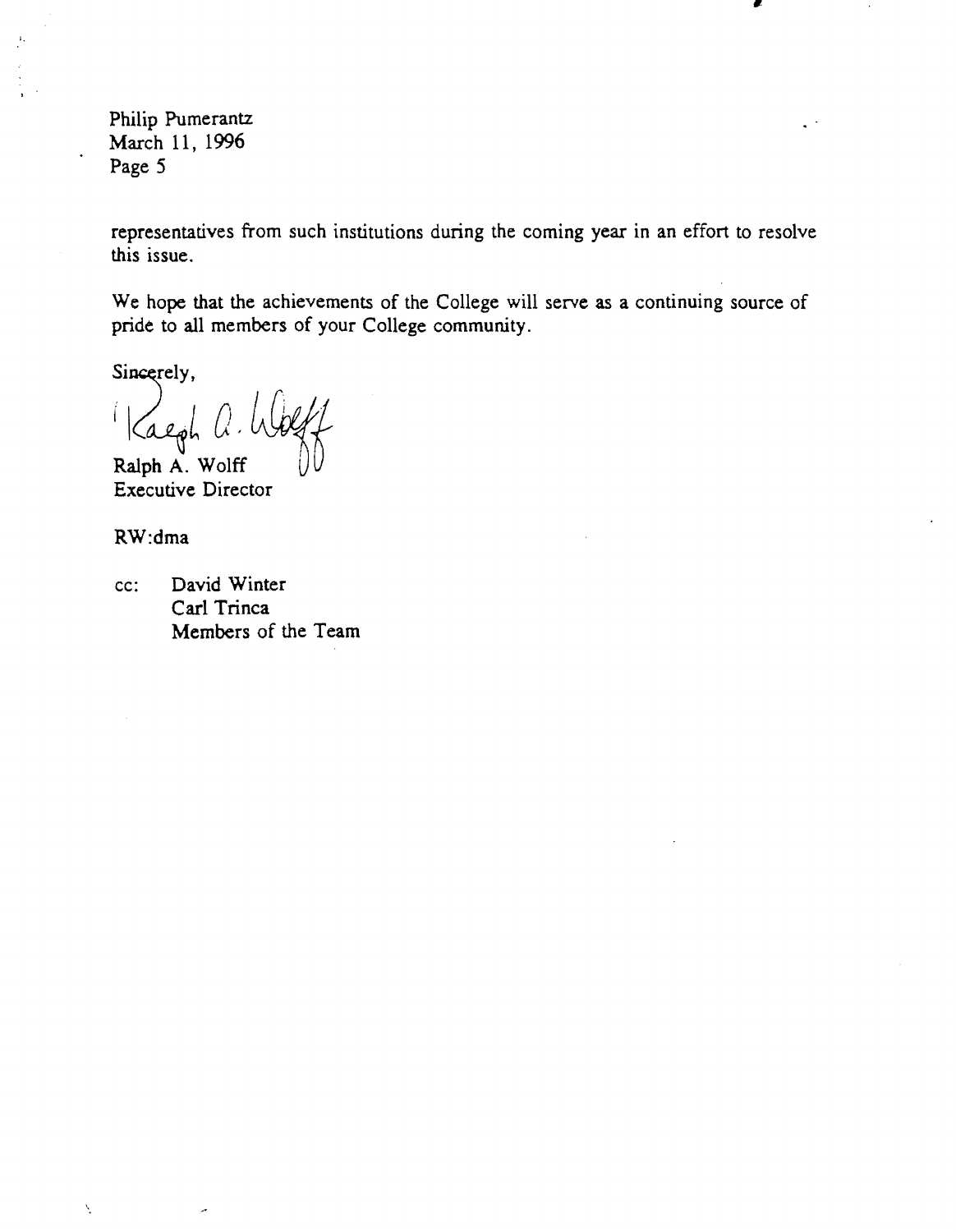representatives from such institutions during the coming year in an effort to resolve this issue.

We hope that the achievements of the College will serve as a continuing source of pride to all members of your College community.

Sincerely,

Ralph A. Wolff
Executive Director

RW:dma

cc: David Winter
Carl Trinca
Members of the Team